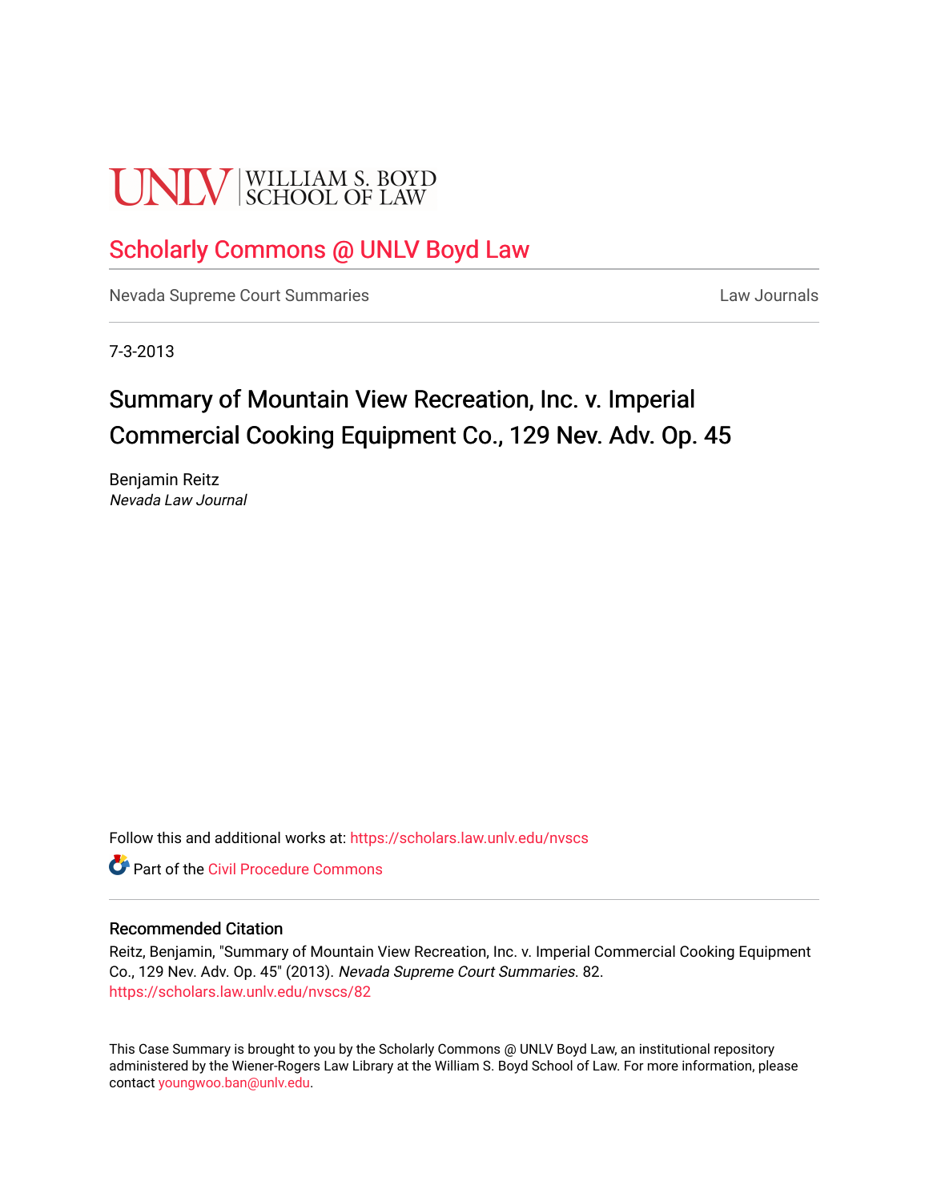UNLV | WILLIAM S. BOYD SCHOOL OF LAW

## Scholarly Commons @ UNLV Boyd Law

Nevada Supreme Court Summaries | Law Journals

7-3-2013

# Summary of Mountain View Recreation, Inc. v. Imperial Commercial Cooking Equipment Co., 129 Nev. Adv. Op. 45

Benjamin Reitz
*Nevada Law Journal*

Follow this and additional works at: https://scholars.law.unlv.edu/nvscs

Part of the Civil Procedure Commons

### Recommended Citation

Reitz, Benjamin, "Summary of Mountain View Recreation, Inc. v. Imperial Commercial Cooking Equipment Co., 129 Nev. Adv. Op. 45" (2013). *Nevada Supreme Court Summaries*. 82.
https://scholars.law.unlv.edu/nvscs/82

This Case Summary is brought to you by the Scholarly Commons @ UNLV Boyd Law, an institutional repository administered by the Wiener-Rogers Law Library at the William S. Boyd School of Law. For more information, please contact youngwoo.ban@unlv.edu.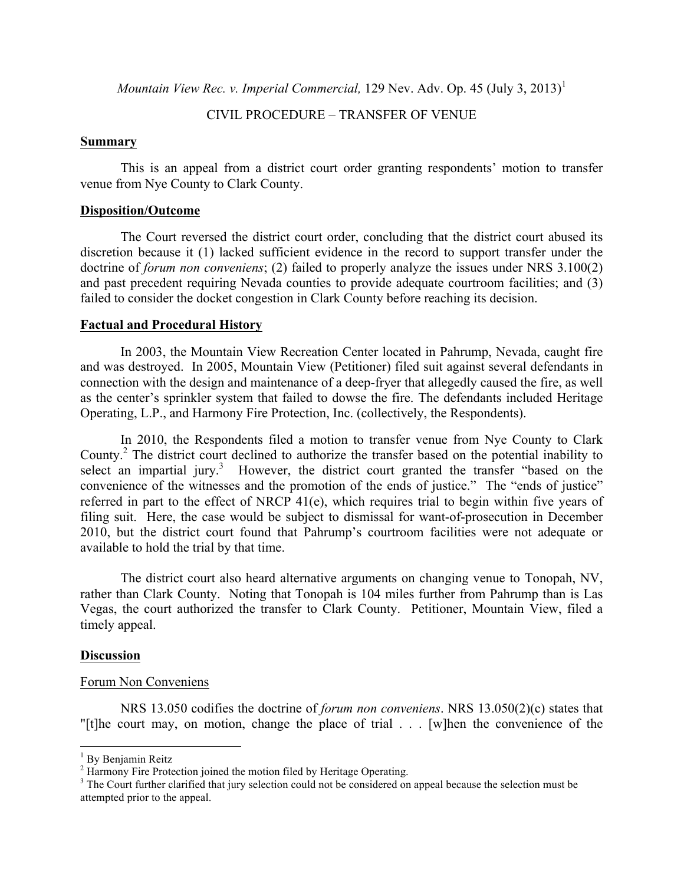*Mountain View Rec. v. Imperial Commercial,* 129 Nev. Adv. Op. 45 (July 3, 2013)[1]

CIVIL PROCEDURE – TRANSFER OF VENUE

**Summary**

This is an appeal from a district court order granting respondents' motion to transfer venue from Nye County to Clark County.

**Disposition/Outcome**

The Court reversed the district court order, concluding that the district court abused its discretion because it (1) lacked sufficient evidence in the record to support transfer under the doctrine of *forum non conveniens*; (2) failed to properly analyze the issues under NRS 3.100(2) and past precedent requiring Nevada counties to provide adequate courtroom facilities; and (3) failed to consider the docket congestion in Clark County before reaching its decision.

**Factual and Procedural History**

In 2003, the Mountain View Recreation Center located in Pahrump, Nevada, caught fire and was destroyed. In 2005, Mountain View (Petitioner) filed suit against several defendants in connection with the design and maintenance of a deep-fryer that allegedly caused the fire, as well as the center's sprinkler system that failed to dowse the fire. The defendants included Heritage Operating, L.P., and Harmony Fire Protection, Inc. (collectively, the Respondents).

In 2010, the Respondents filed a motion to transfer venue from Nye County to Clark County.[2] The district court declined to authorize the transfer based on the potential inability to select an impartial jury.[3] However, the district court granted the transfer "based on the convenience of the witnesses and the promotion of the ends of justice." The "ends of justice" referred in part to the effect of NRCP 41(e), which requires trial to begin within five years of filing suit. Here, the case would be subject to dismissal for want-of-prosecution in December 2010, but the district court found that Pahrump's courtroom facilities were not adequate or available to hold the trial by that time.

The district court also heard alternative arguments on changing venue to Tonopah, NV, rather than Clark County. Noting that Tonopah is 104 miles further from Pahrump than is Las Vegas, the court authorized the transfer to Clark County. Petitioner, Mountain View, filed a timely appeal.

**Discussion**

Forum Non Conveniens

NRS 13.050 codifies the doctrine of *forum non conveniens*. NRS 13.050(2)(c) states that "[t]he court may, on motion, change the place of trial . . . [w]hen the convenience of the

---

[1] By Benjamin Reitz

[2] Harmony Fire Protection joined the motion filed by Heritage Operating.

[3] The Court further clarified that jury selection could not be considered on appeal because the selection must be attempted prior to the appeal.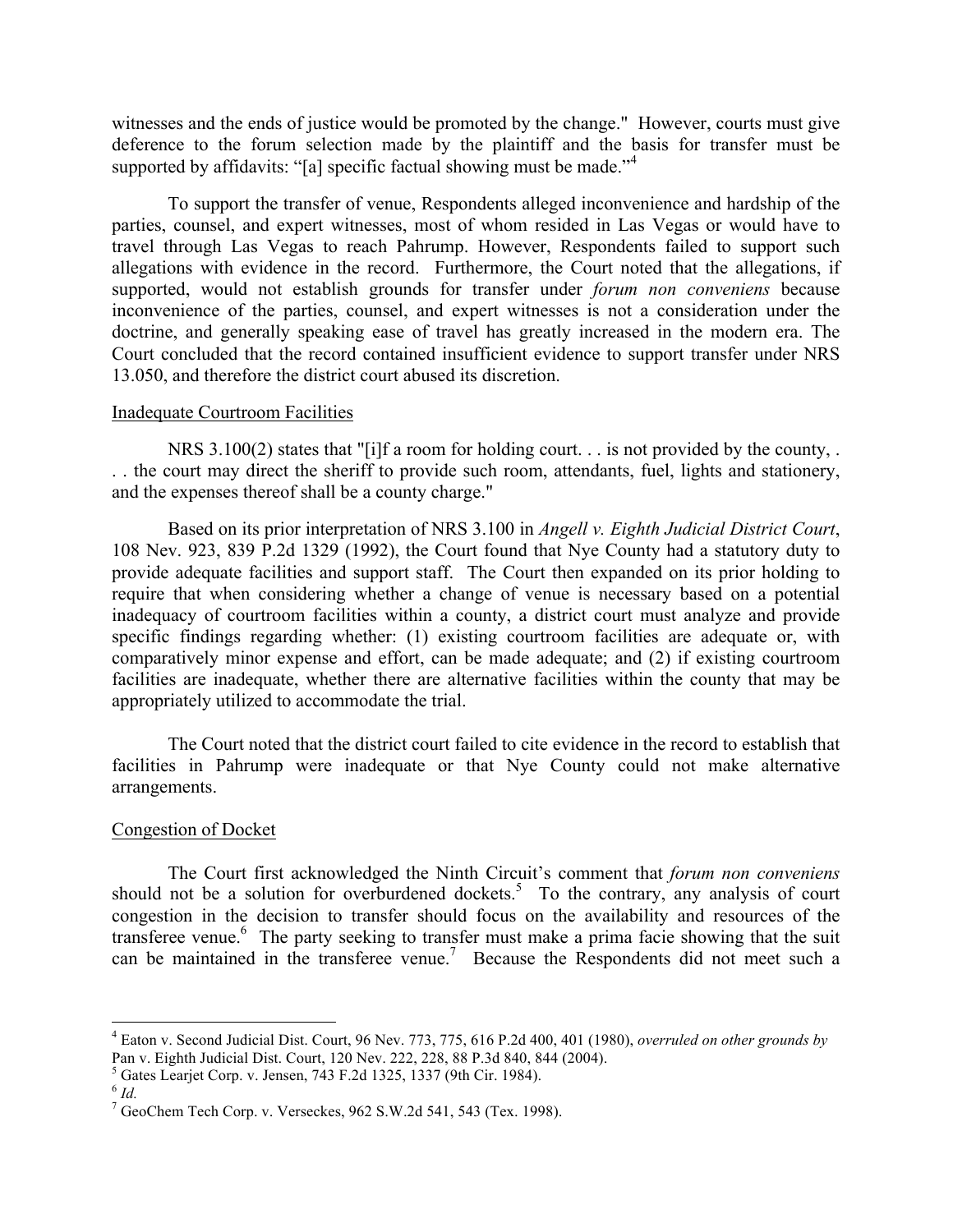witnesses and the ends of justice would be promoted by the change." However, courts must give deference to the forum selection made by the plaintiff and the basis for transfer must be supported by affidavits: "[a] specific factual showing must be made."[4]

To support the transfer of venue, Respondents alleged inconvenience and hardship of the parties, counsel, and expert witnesses, most of whom resided in Las Vegas or would have to travel through Las Vegas to reach Pahrump. However, Respondents failed to support such allegations with evidence in the record. Furthermore, the Court noted that the allegations, if supported, would not establish grounds for transfer under *forum non conveniens* because inconvenience of the parties, counsel, and expert witnesses is not a consideration under the doctrine, and generally speaking ease of travel has greatly increased in the modern era. The Court concluded that the record contained insufficient evidence to support transfer under NRS 13.050, and therefore the district court abused its discretion.

Inadequate Courtroom Facilities

NRS 3.100(2) states that "[i]f a room for holding court. . . is not provided by the county, . . . the court may direct the sheriff to provide such room, attendants, fuel, lights and stationery, and the expenses thereof shall be a county charge."

Based on its prior interpretation of NRS 3.100 in *Angell v. Eighth Judicial District Court*, 108 Nev. 923, 839 P.2d 1329 (1992), the Court found that Nye County had a statutory duty to provide adequate facilities and support staff. The Court then expanded on its prior holding to require that when considering whether a change of venue is necessary based on a potential inadequacy of courtroom facilities within a county, a district court must analyze and provide specific findings regarding whether: (1) existing courtroom facilities are adequate or, with comparatively minor expense and effort, can be made adequate; and (2) if existing courtroom facilities are inadequate, whether there are alternative facilities within the county that may be appropriately utilized to accommodate the trial.

The Court noted that the district court failed to cite evidence in the record to establish that facilities in Pahrump were inadequate or that Nye County could not make alternative arrangements.

Congestion of Docket

The Court first acknowledged the Ninth Circuit's comment that *forum non conveniens* should not be a solution for overburdened dockets.[5] To the contrary, any analysis of court congestion in the decision to transfer should focus on the availability and resources of the transferee venue.[6] The party seeking to transfer must make a prima facie showing that the suit can be maintained in the transferee venue.[7] Because the Respondents did not meet such a

---

[4] Eaton v. Second Judicial Dist. Court, 96 Nev. 773, 775, 616 P.2d 400, 401 (1980), *overruled on other grounds by* Pan v. Eighth Judicial Dist. Court, 120 Nev. 222, 228, 88 P.3d 840, 844 (2004).

[5] Gates Learjet Corp. v. Jensen, 743 F.2d 1325, 1337 (9th Cir. 1984).

[6] *Id.*

[7] GeoChem Tech Corp. v. Verseckes, 962 S.W.2d 541, 543 (Tex. 1998).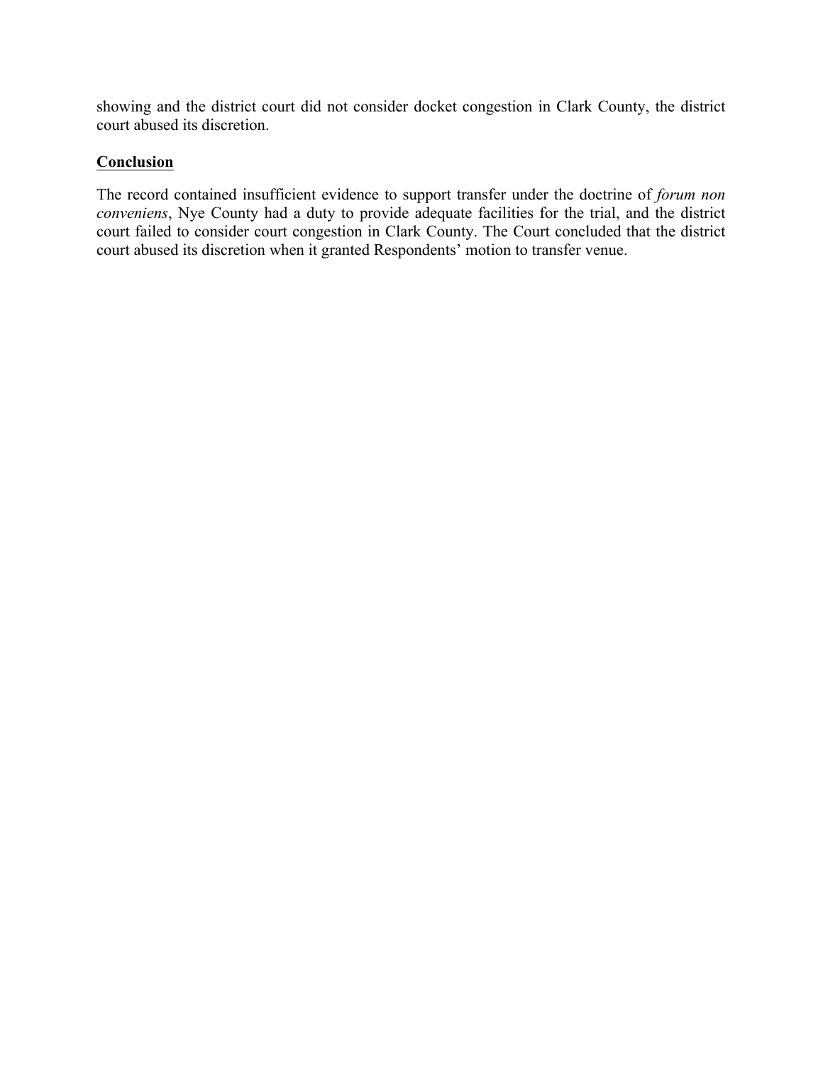showing and the district court did not consider docket congestion in Clark County, the district court abused its discretion.

## Conclusion

The record contained insufficient evidence to support transfer under the doctrine of *forum non conveniens*, Nye County had a duty to provide adequate facilities for the trial, and the district court failed to consider court congestion in Clark County. The Court concluded that the district court abused its discretion when it granted Respondents' motion to transfer venue.